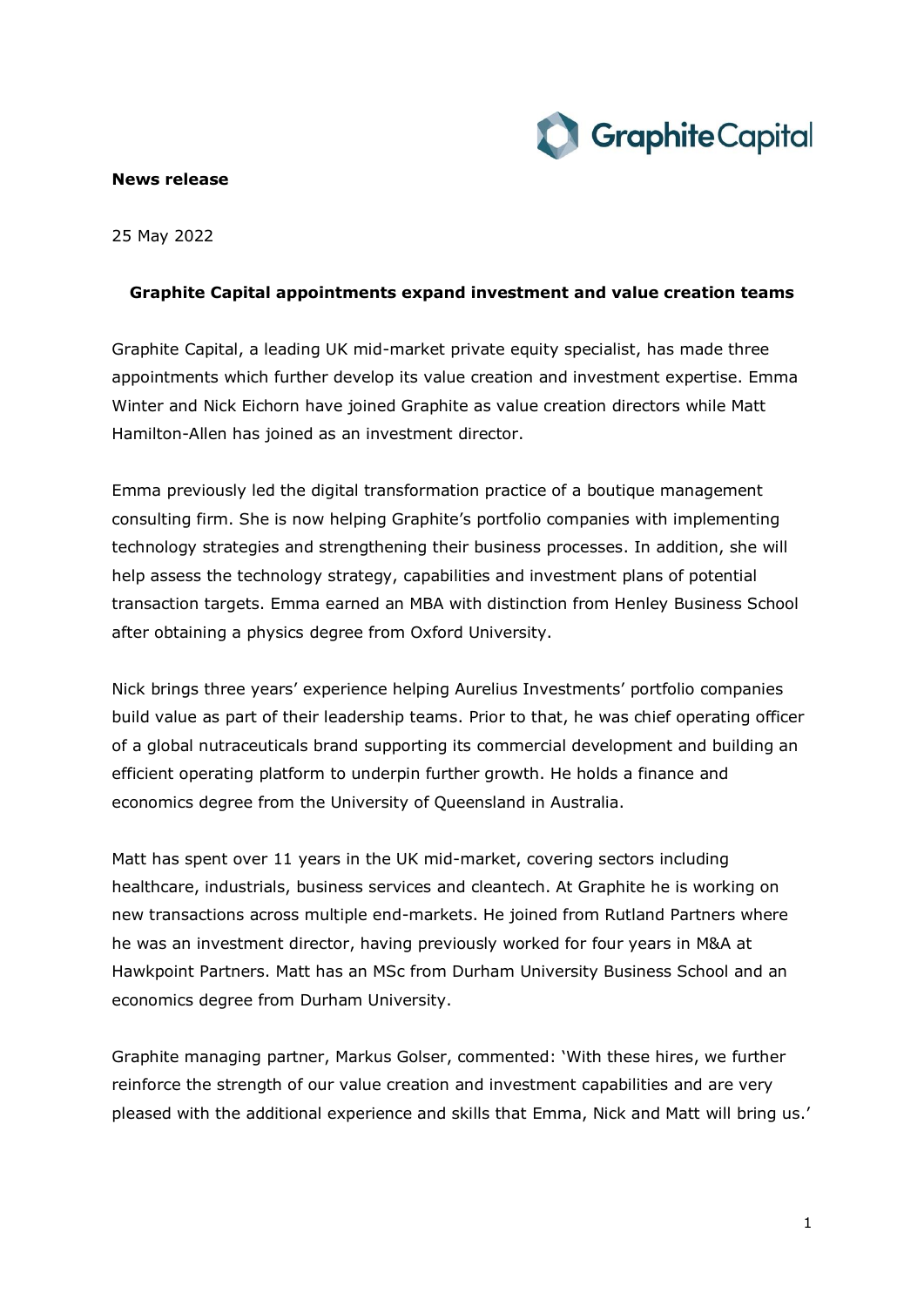**News release**

25 May 2022

## Graphite Capital appointments expand investment and value creation teams

Graphite Capital, a leading UK mid-market private equity specialist, has made three appointments which further develop its value creation and investment expertise. Emma Winter and Nick Eichorn have joined Graphite as value creation directors while Matt Hamilton-Allen has joined as an investment director.

Emma previously led the digital transformation practice of a boutique management consulting firm. She is now helping Graphite's portfolio companies with implementing technology strategies and strengthening their business processes. In addition, she will help assess the technology strategy, capabilities and investment plans of potential transaction targets. Emma earned an MBA with distinction from Henley Business School after obtaining a physics degree from Oxford University.

Nick brings three years' experience helping Aurelius Investments' portfolio companies build value as part of their leadership teams. Prior to that, he was chief operating officer of a global nutraceuticals brand supporting its commercial development and building an efficient operating platform to underpin further growth. He holds a finance and economics degree from the University of Queensland in Australia.

Matt has spent over 11 years in the UK mid-market, covering sectors including healthcare, industrials, business services and cleantech. At Graphite he is working on new transactions across multiple end-markets. He joined from Rutland Partners where he was an investment director, having previously worked for four years in M&A at Hawkpoint Partners. Matt has an MSc from Durham University Business School and an economics degree from Durham University.

Graphite managing partner, Markus Golser, commented: 'With these hires, we further reinforce the strength of our value creation and investment capabilities and are very pleased with the additional experience and skills that Emma, Nick and Matt will bring us.'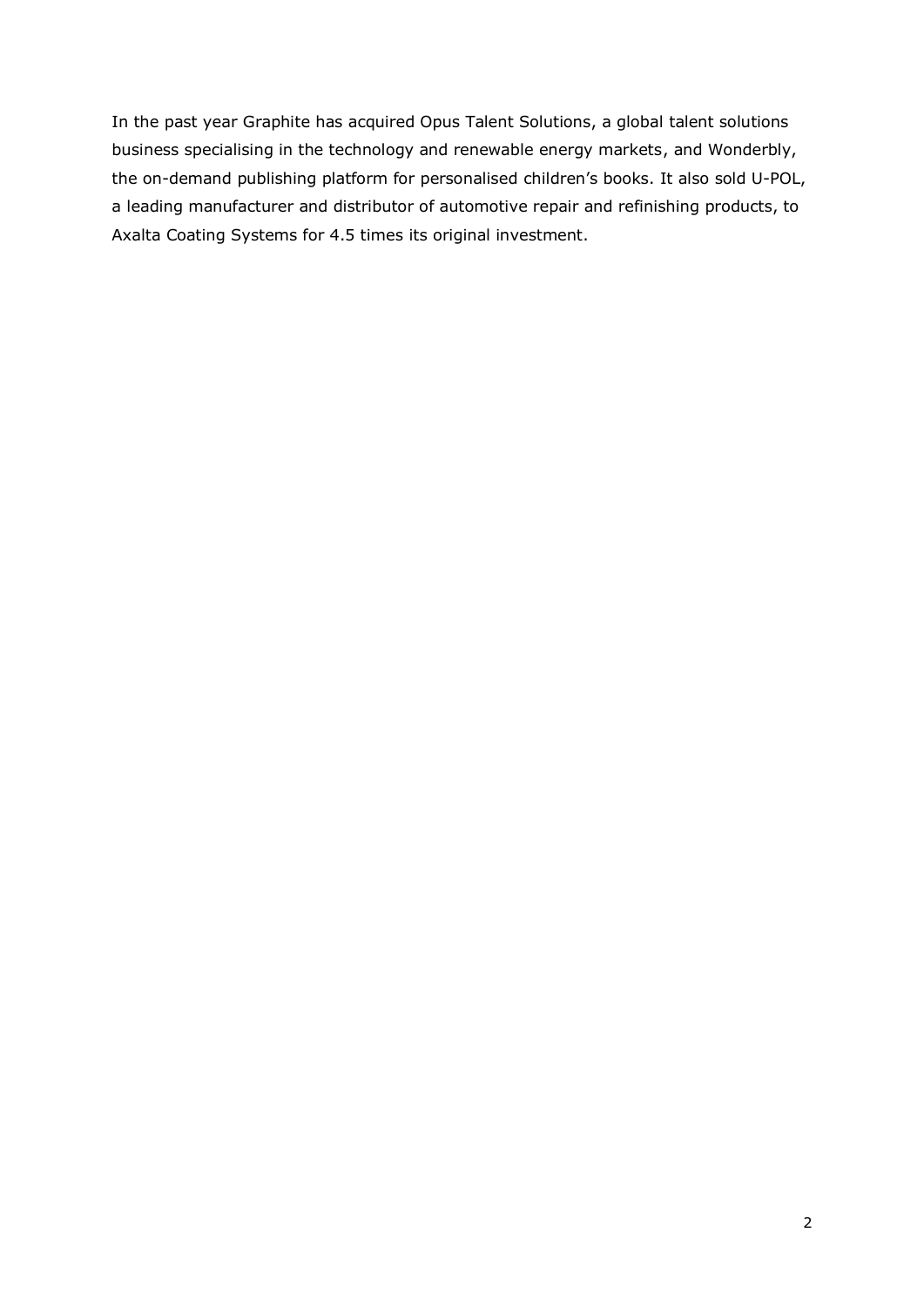In the past year Graphite has acquired Opus Talent Solutions, a global talent solutions business specialising in the technology and renewable energy markets, and Wonderbly, the on-demand publishing platform for personalised children's books. It also sold U-POL, a leading manufacturer and distributor of automotive repair and refinishing products, to Axalta Coating Systems for 4.5 times its original investment.